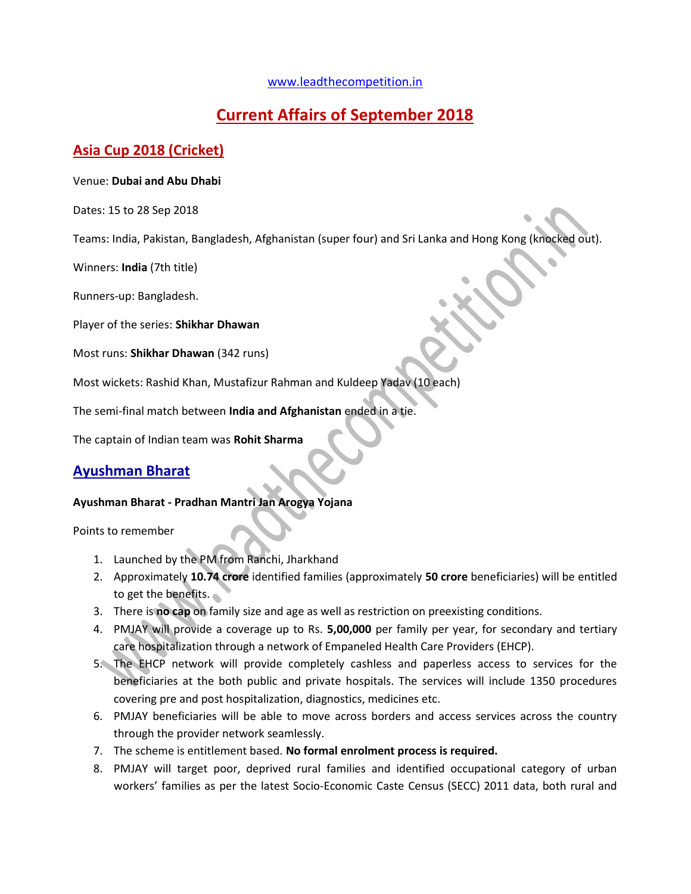www.leadthecompetition.in

# Current Affairs of September 2018

## Asia Cup 2018 (Cricket)

Venue: **Dubai and Abu Dhabi**

Dates: 15 to 28 Sep 2018

Teams: India, Pakistan, Bangladesh, Afghanistan (super four) and Sri Lanka and Hong Kong (knocked out).

Winners: **India** (7th title)

Runners-up: Bangladesh.

Player of the series: **Shikhar Dhawan**

Most runs: **Shikhar Dhawan** (342 runs)

Most wickets: Rashid Khan, Mustafizur Rahman and Kuldeep Yadav (10 each)

The semi-final match between **India and Afghanistan** ended in a tie.

The captain of Indian team was **Rohit Sharma**

## Ayushman Bharat

**Ayushman Bharat - Pradhan Mantri Jan Arogya Yojana**

Points to remember

1. Launched by the PM from Ranchi, Jharkhand
2. Approximately **10.74 crore** identified families (approximately **50 crore** beneficiaries) will be entitled to get the benefits.
3. There is **no cap** on family size and age as well as restriction on preexisting conditions.
4. PMJAY will provide a coverage up to Rs. **5,00,000** per family per year, for secondary and tertiary care hospitalization through a network of Empaneled Health Care Providers (EHCP).
5. The EHCP network will provide completely cashless and paperless access to services for the beneficiaries at the both public and private hospitals. The services will include 1350 procedures covering pre and post hospitalization, diagnostics, medicines etc.
6. PMJAY beneficiaries will be able to move across borders and access services across the country through the provider network seamlessly.
7. The scheme is entitlement based. **No formal enrolment process is required.**
8. PMJAY will target poor, deprived rural families and identified occupational category of urban workers' families as per the latest Socio-Economic Caste Census (SECC) 2011 data, both rural and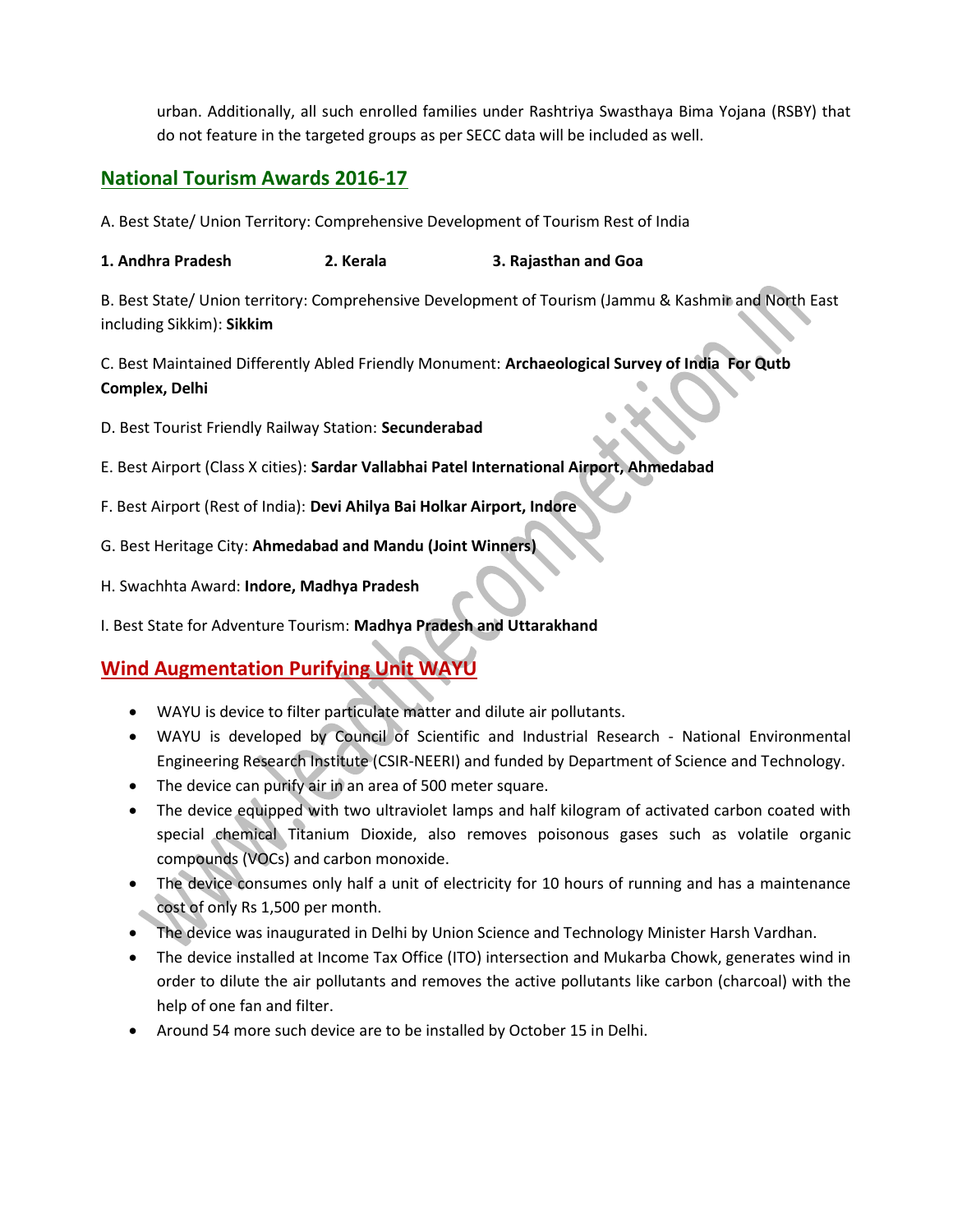urban. Additionally, all such enrolled families under Rashtriya Swasthaya Bima Yojana (RSBY) that do not feature in the targeted groups as per SECC data will be included as well.

## National Tourism Awards 2016-17

A. Best State/ Union Territory: Comprehensive Development of Tourism Rest of India

**1. Andhra Pradesh** **2. Kerala** **3. Rajasthan and Goa**

B. Best State/ Union territory: Comprehensive Development of Tourism (Jammu & Kashmir and North East including Sikkim): **Sikkim**

C. Best Maintained Differently Abled Friendly Monument: **Archaeological Survey of India For Qutb Complex, Delhi**

D. Best Tourist Friendly Railway Station: **Secunderabad**

E. Best Airport (Class X cities): **Sardar Vallabhai Patel International Airport, Ahmedabad**

F. Best Airport (Rest of India): **Devi Ahilya Bai Holkar Airport, Indore**

G. Best Heritage City: **Ahmedabad and Mandu (Joint Winners)**

H. Swachhta Award: **Indore, Madhya Pradesh**

I. Best State for Adventure Tourism: **Madhya Pradesh and Uttarakhand**

## Wind Augmentation Purifying Unit WAYU

- WAYU is device to filter particulate matter and dilute air pollutants.
- WAYU is developed by Council of Scientific and Industrial Research - National Environmental Engineering Research Institute (CSIR-NEERI) and funded by Department of Science and Technology.
- The device can purify air in an area of 500 meter square.
- The device equipped with two ultraviolet lamps and half kilogram of activated carbon coated with special chemical Titanium Dioxide, also removes poisonous gases such as volatile organic compounds (VOCs) and carbon monoxide.
- The device consumes only half a unit of electricity for 10 hours of running and has a maintenance cost of only Rs 1,500 per month.
- The device was inaugurated in Delhi by Union Science and Technology Minister Harsh Vardhan.
- The device installed at Income Tax Office (ITO) intersection and Mukarba Chowk, generates wind in order to dilute the air pollutants and removes the active pollutants like carbon (charcoal) with the help of one fan and filter.
- Around 54 more such device are to be installed by October 15 in Delhi.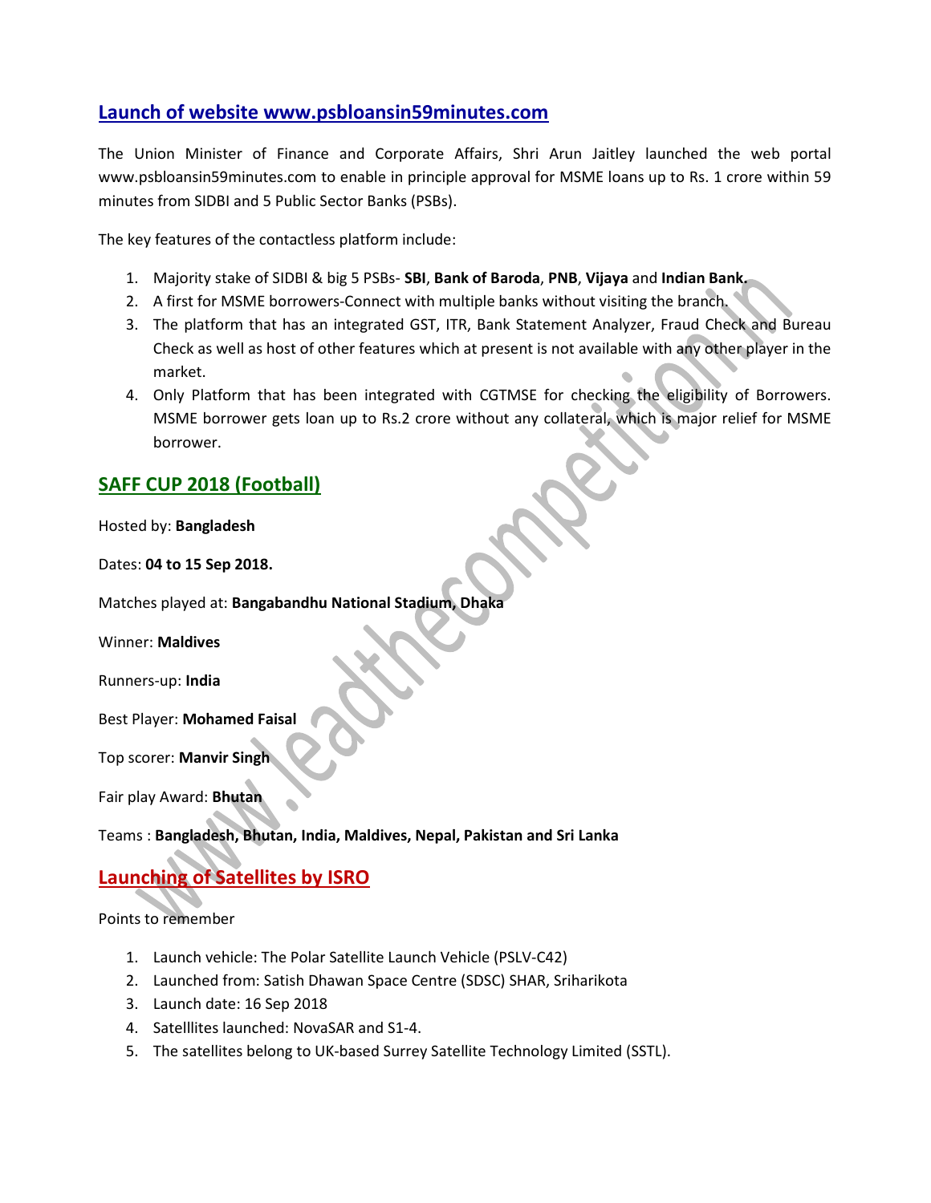## Launch of website www.psbloansin59minutes.com

The Union Minister of Finance and Corporate Affairs, Shri Arun Jaitley launched the web portal www.psbloansin59minutes.com to enable in principle approval for MSME loans up to Rs. 1 crore within 59 minutes from SIDBI and 5 Public Sector Banks (PSBs).

The key features of the contactless platform include:

1. Majority stake of SIDBI & big 5 PSBs- **SBI**, **Bank of Baroda**, **PNB**, **Vijaya** and **Indian Bank.**
2. A first for MSME borrowers-Connect with multiple banks without visiting the branch.
3. The platform that has an integrated GST, ITR, Bank Statement Analyzer, Fraud Check and Bureau Check as well as host of other features which at present is not available with any other player in the market.
4. Only Platform that has been integrated with CGTMSE for checking the eligibility of Borrowers. MSME borrower gets loan up to Rs.2 crore without any collateral, which is major relief for MSME borrower.

## SAFF CUP 2018 (Football)

Hosted by: **Bangladesh**

Dates: **04 to 15 Sep 2018.**

Matches played at: **Bangabandhu National Stadium, Dhaka**

Winner: **Maldives**

Runners-up: **India**

Best Player: **Mohamed Faisal**

Top scorer: **Manvir Singh**

Fair play Award: **Bhutan**

Teams : **Bangladesh, Bhutan, India, Maldives, Nepal, Pakistan and Sri Lanka**

## Launching of Satellites by ISRO

Points to remember

1. Launch vehicle: The Polar Satellite Launch Vehicle (PSLV-C42)
2. Launched from: Satish Dhawan Space Centre (SDSC) SHAR, Sriharikota
3. Launch date: 16 Sep 2018
4. Satelllites launched: NovaSAR and S1-4.
5. The satellites belong to UK-based Surrey Satellite Technology Limited (SSTL).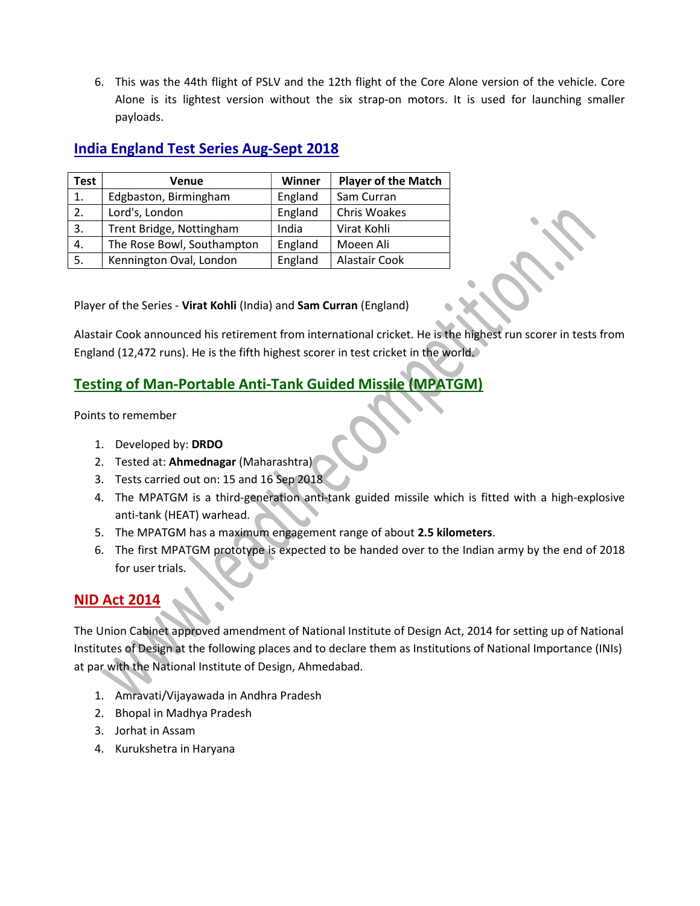6. This was the 44th flight of PSLV and the 12th flight of the Core Alone version of the vehicle. Core Alone is its lightest version without the six strap-on motors. It is used for launching smaller payloads.

## India England Test Series Aug-Sept 2018

| Test | Venue | Winner | Player of the Match |
| --- | --- | --- | --- |
| 1. | Edgbaston, Birmingham | England | Sam Curran |
| 2. | Lord's, London | England | Chris Woakes |
| 3. | Trent Bridge, Nottingham | India | Virat Kohli |
| 4. | The Rose Bowl, Southampton | England | Moeen Ali |
| 5. | Kennington Oval, London | England | Alastair Cook |

Player of the Series - **Virat Kohli** (India) and **Sam Curran** (England)

Alastair Cook announced his retirement from international cricket. He is the highest run scorer in tests from England (12,472 runs). He is the fifth highest scorer in test cricket in the world.

## Testing of Man-Portable Anti-Tank Guided Missile (MPATGM)

Points to remember

1. Developed by: **DRDO**
2. Tested at: **Ahmednagar** (Maharashtra)
3. Tests carried out on: 15 and 16 Sep 2018
4. The MPATGM is a third-generation anti-tank guided missile which is fitted with a high-explosive anti-tank (HEAT) warhead.
5. The MPATGM has a maximum engagement range of about **2.5 kilometers**.
6. The first MPATGM prototype is expected to be handed over to the Indian army by the end of 2018 for user trials.

## NID Act 2014

The Union Cabinet approved amendment of National Institute of Design Act, 2014 for setting up of National Institutes of Design at the following places and to declare them as Institutions of National Importance (INIs) at par with the National Institute of Design, Ahmedabad.

1. Amravati/Vijayawada in Andhra Pradesh
2. Bhopal in Madhya Pradesh
3. Jorhat in Assam
4. Kurukshetra in Haryana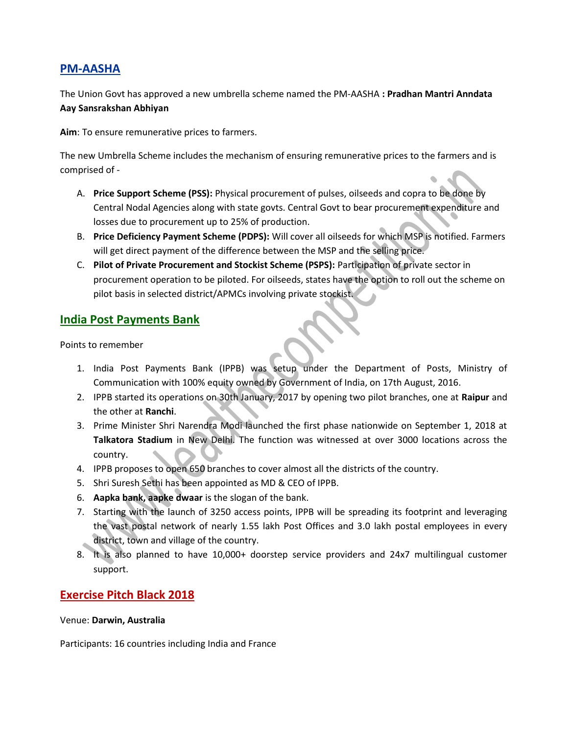## PM-AASHA

The Union Govt has approved a new umbrella scheme named the PM-AASHA **: Pradhan Mantri Anndata Aay Sansrakshan Abhiyan**

**Aim**: To ensure remunerative prices to farmers.

The new Umbrella Scheme includes the mechanism of ensuring remunerative prices to the farmers and is comprised of -

A. **Price Support Scheme (PSS):** Physical procurement of pulses, oilseeds and copra to be done by Central Nodal Agencies along with state govts. Central Govt to bear procurement expenditure and losses due to procurement up to 25% of production.
B. **Price Deficiency Payment Scheme (PDPS):** Will cover all oilseeds for which MSP is notified. Farmers will get direct payment of the difference between the MSP and the selling price.
C. **Pilot of Private Procurement and Stockist Scheme (PSPS):** Participation of private sector in procurement operation to be piloted. For oilseeds, states have the option to roll out the scheme on pilot basis in selected district/APMCs involving private stockist.

## India Post Payments Bank

Points to remember

1. India Post Payments Bank (IPPB) was setup under the Department of Posts, Ministry of Communication with 100% equity owned by Government of India, on 17th August, 2016.
2. IPPB started its operations on 30th January, 2017 by opening two pilot branches, one at **Raipur** and the other at **Ranchi**.
3. Prime Minister Shri Narendra Modi launched the first phase nationwide on September 1, 2018 at **Talkatora Stadium** in New Delhi. The function was witnessed at over 3000 locations across the country.
4. IPPB proposes to open 650 branches to cover almost all the districts of the country.
5. Shri Suresh Sethi has been appointed as MD & CEO of IPPB.
6. **Aapka bank, aapke dwaar** is the slogan of the bank.
7. Starting with the launch of 3250 access points, IPPB will be spreading its footprint and leveraging the vast postal network of nearly 1.55 lakh Post Offices and 3.0 lakh postal employees in every district, town and village of the country.
8. It is also planned to have 10,000+ doorstep service providers and 24x7 multilingual customer support.

## Exercise Pitch Black 2018

Venue: **Darwin, Australia**

Participants: 16 countries including India and France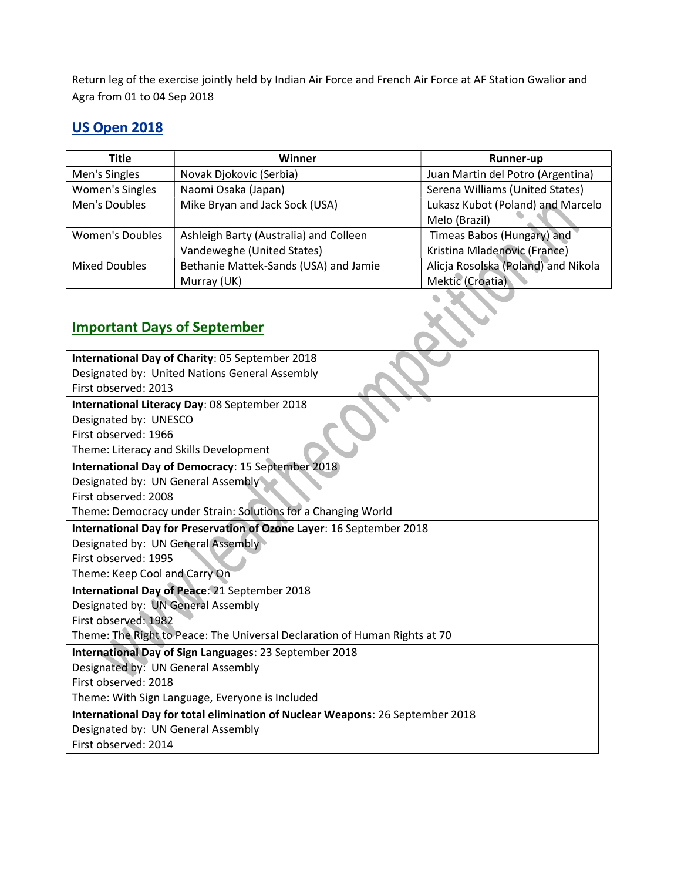Return leg of the exercise jointly held by Indian Air Force and French Air Force at AF Station Gwalior and Agra from 01 to 04 Sep 2018

## US Open 2018

| Title | Winner | Runner-up |
|---|---|---|
| Men's Singles | Novak Djokovic (Serbia) | Juan Martin del Potro (Argentina) |
| Women's Singles | Naomi Osaka (Japan) | Serena Williams (United States) |
| Men's Doubles | Mike Bryan and Jack Sock (USA) | Lukasz Kubot (Poland) and Marcelo Melo (Brazil) |
| Women's Doubles | Ashleigh Barty (Australia) and Colleen Vandeweghe (United States) | Timeas Babos (Hungary) and Kristina Mladenovic (France) |
| Mixed Doubles | Bethanie Mattek-Sands (USA) and Jamie Murray (UK) | Alicja Rosolska (Poland) and Nikola Mektic (Croatia) |

## Important Days of September

**International Day of Charity**: 05 September 2018
Designated by: United Nations General Assembly
First observed: 2013

**International Literacy Day**: 08 September 2018
Designated by: UNESCO
First observed: 1966
Theme: Literacy and Skills Development

**International Day of Democracy**: 15 September 2018
Designated by: UN General Assembly
First observed: 2008
Theme: Democracy under Strain: Solutions for a Changing World

**International Day for Preservation of Ozone Layer**: 16 September 2018
Designated by: UN General Assembly
First observed: 1995
Theme: Keep Cool and Carry On

**International Day of Peace**: 21 September 2018
Designated by: UN General Assembly
First observed: 1982
Theme: The Right to Peace: The Universal Declaration of Human Rights at 70

**International Day of Sign Languages**: 23 September 2018
Designated by: UN General Assembly
First observed: 2018
Theme: With Sign Language, Everyone is Included

**International Day for total elimination of Nuclear Weapons**: 26 September 2018
Designated by: UN General Assembly
First observed: 2014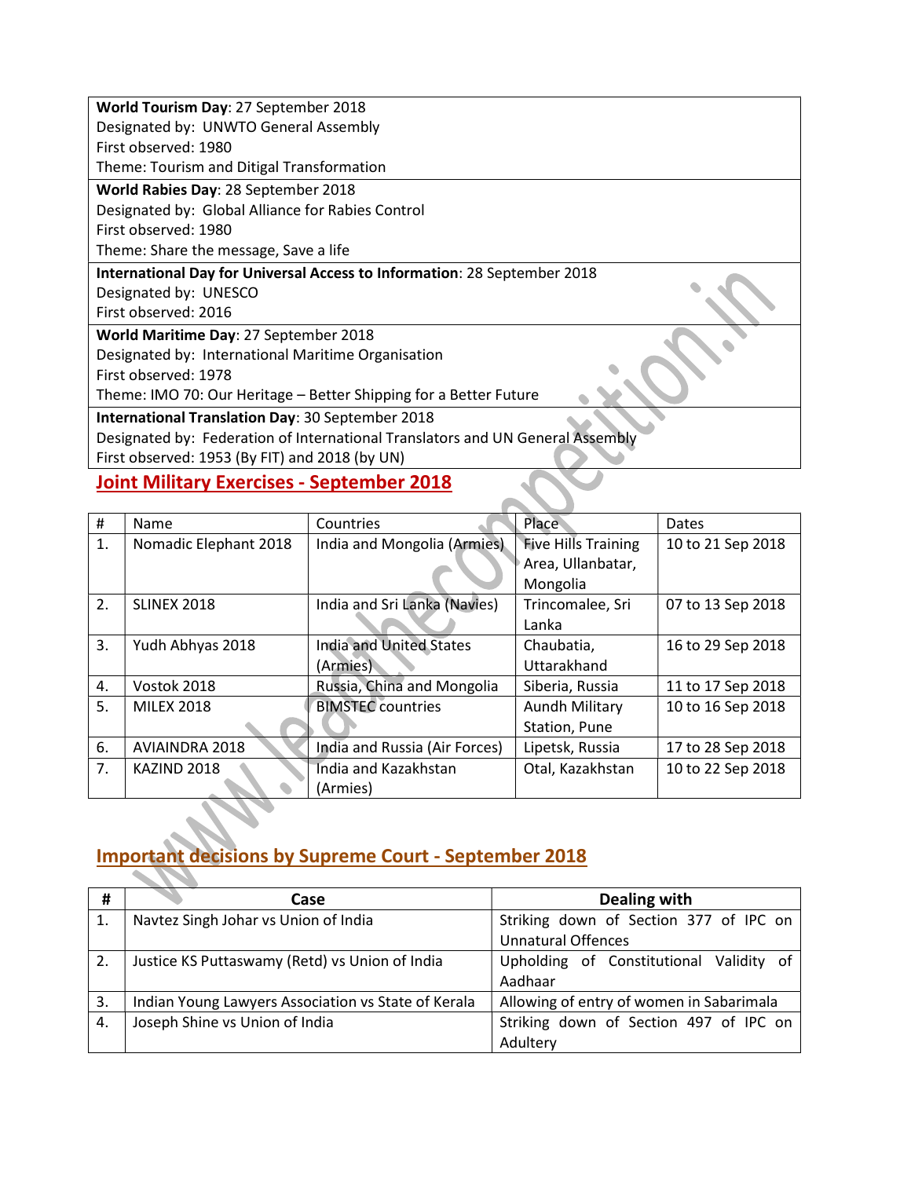**World Tourism Day**: 27 September 2018
Designated by: UNWTO General Assembly
First observed: 1980
Theme: Tourism and Ditigal Transformation

**World Rabies Day**: 28 September 2018
Designated by: Global Alliance for Rabies Control
First observed: 1980
Theme: Share the message, Save a life

**International Day for Universal Access to Information**: 28 September 2018
Designated by: UNESCO
First observed: 2016

**World Maritime Day**: 27 September 2018
Designated by: International Maritime Organisation
First observed: 1978
Theme: IMO 70: Our Heritage – Better Shipping for a Better Future

**International Translation Day**: 30 September 2018
Designated by: Federation of International Translators and UN General Assembly
First observed: 1953 (By FIT) and 2018 (by UN)

## Joint Military Exercises - September 2018

| # | Name | Countries | Place | Dates |
|---|---|---|---|---|
| 1. | Nomadic Elephant 2018 | India and Mongolia (Armies) | Five Hills Training Area, Ullanbatar, Mongolia | 10 to 21 Sep 2018 |
| 2. | SLINEX 2018 | India and Sri Lanka (Navies) | Trincomalee, Sri Lanka | 07 to 13 Sep 2018 |
| 3. | Yudh Abhyas 2018 | India and United States (Armies) | Chaubatia, Uttarakhand | 16 to 29 Sep 2018 |
| 4. | Vostok 2018 | Russia, China and Mongolia | Siberia, Russia | 11 to 17 Sep 2018 |
| 5. | MILEX 2018 | BIMSTEC countries | Aundh Military Station, Pune | 10 to 16 Sep 2018 |
| 6. | AVIAINDRA 2018 | India and Russia (Air Forces) | Lipetsk, Russia | 17 to 28 Sep 2018 |
| 7. | KAZIND 2018 | India and Kazakhstan (Armies) | Otal, Kazakhstan | 10 to 22 Sep 2018 |

## Important decisions by Supreme Court - September 2018

| # | Case | Dealing with |
|---|---|---|
| 1. | Navtez Singh Johar vs Union of India | Striking down of Section 377 of IPC on Unnatural Offences |
| 2. | Justice KS Puttaswamy (Retd) vs Union of India | Upholding of Constitutional Validity of Aadhaar |
| 3. | Indian Young Lawyers Association vs State of Kerala | Allowing of entry of women in Sabarimala |
| 4. | Joseph Shine vs Union of India | Striking down of Section 497 of IPC on Adultery |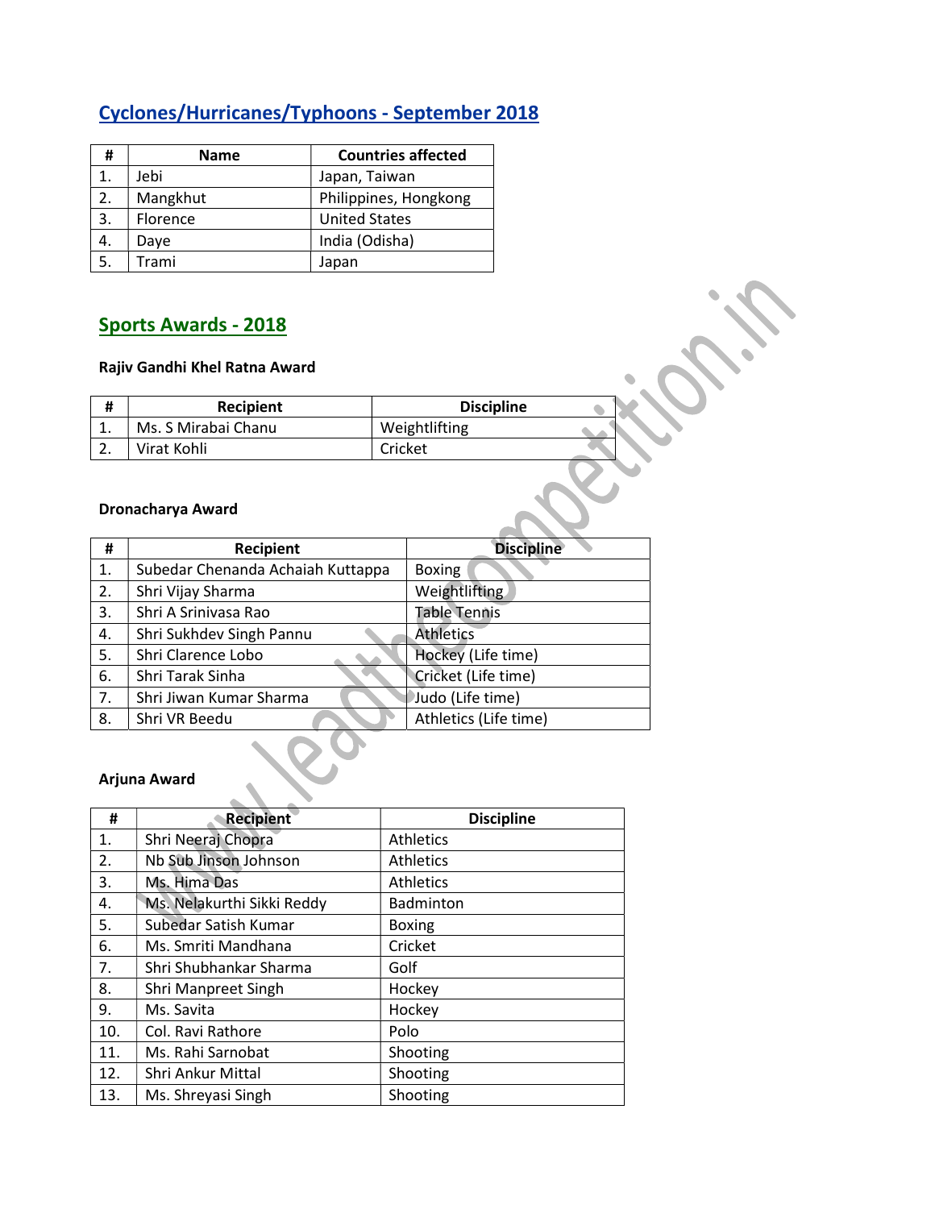## Cyclones/Hurricanes/Typhoons - September 2018

| # | Name | Countries affected |
|---|---|---|
| 1. | Jebi | Japan, Taiwan |
| 2. | Mangkhut | Philippines, Hongkong |
| 3. | Florence | United States |
| 4. | Daye | India (Odisha) |
| 5. | Trami | Japan |

## Sports Awards - 2018

**Rajiv Gandhi Khel Ratna Award**

| # | Recipient | Discipline |
|---|---|---|
| 1. | Ms. S Mirabai Chanu | Weightlifting |
| 2. | Virat Kohli | Cricket |

**Dronacharya Award**

| # | Recipient | Discipline |
|---|---|---|
| 1. | Subedar Chenanda Achaiah Kuttappa | Boxing |
| 2. | Shri Vijay Sharma | Weightlifting |
| 3. | Shri A Srinivasa Rao | Table Tennis |
| 4. | Shri Sukhdev Singh Pannu | Athletics |
| 5. | Shri Clarence Lobo | Hockey (Life time) |
| 6. | Shri Tarak Sinha | Cricket (Life time) |
| 7. | Shri Jiwan Kumar Sharma | Judo (Life time) |
| 8. | Shri VR Beedu | Athletics (Life time) |

**Arjuna Award**

| # | Recipient | Discipline |
|---|---|---|
| 1. | Shri Neeraj Chopra | Athletics |
| 2. | Nb Sub Jinson Johnson | Athletics |
| 3. | Ms. Hima Das | Athletics |
| 4. | Ms. Nelakurthi Sikki Reddy | Badminton |
| 5. | Subedar Satish Kumar | Boxing |
| 6. | Ms. Smriti Mandhana | Cricket |
| 7. | Shri Shubhankar Sharma | Golf |
| 8. | Shri Manpreet Singh | Hockey |
| 9. | Ms. Savita | Hockey |
| 10. | Col. Ravi Rathore | Polo |
| 11. | Ms. Rahi Sarnobat | Shooting |
| 12. | Shri Ankur Mittal | Shooting |
| 13. | Ms. Shreyasi Singh | Shooting |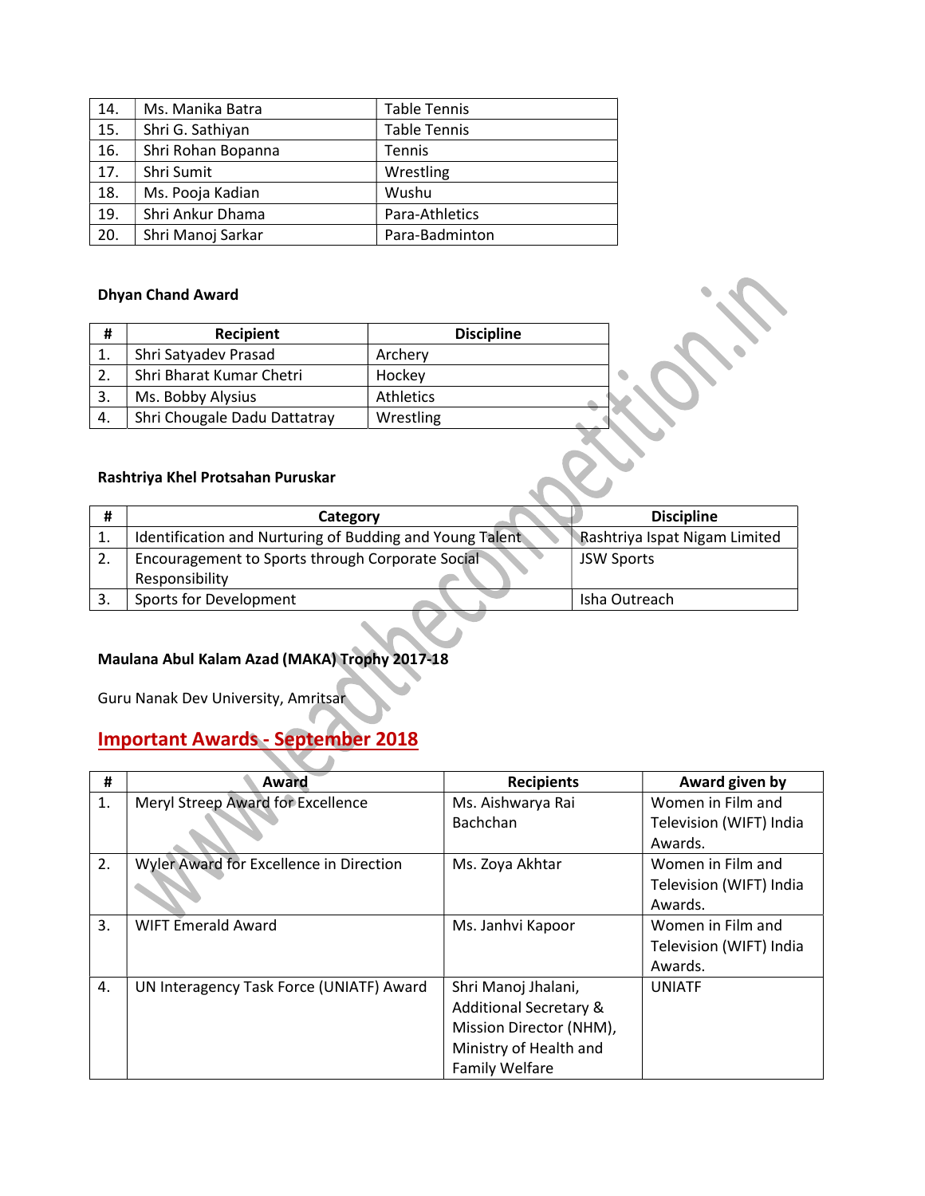| | | |
|---|---|---|
| 14. | Ms. Manika Batra | Table Tennis |
| 15. | Shri G. Sathiyan | Table Tennis |
| 16. | Shri Rohan Bopanna | Tennis |
| 17. | Shri Sumit | Wrestling |
| 18. | Ms. Pooja Kadian | Wushu |
| 19. | Shri Ankur Dhama | Para-Athletics |
| 20. | Shri Manoj Sarkar | Para-Badminton |

**Dhyan Chand Award**

| # | Recipient | Discipline |
|---|---|---|
| 1. | Shri Satyadev Prasad | Archery |
| 2. | Shri Bharat Kumar Chetri | Hockey |
| 3. | Ms. Bobby Alysius | Athletics |
| 4. | Shri Chougale Dadu Dattatray | Wrestling |

**Rashtriya Khel Protsahan Puruskar**

| # | Category | Discipline |
|---|---|---|
| 1. | Identification and Nurturing of Budding and Young Talent | Rashtriya Ispat Nigam Limited |
| 2. | Encouragement to Sports through Corporate Social Responsibility | JSW Sports |
| 3. | Sports for Development | Isha Outreach |

**Maulana Abul Kalam Azad (MAKA) Trophy 2017-18**

Guru Nanak Dev University, Amritsar

## Important Awards - September 2018

| # | Award | Recipients | Award given by |
|---|---|---|---|
| 1. | Meryl Streep Award for Excellence | Ms. Aishwarya Rai Bachchan | Women in Film and Television (WIFT) India Awards. |
| 2. | Wyler Award for Excellence in Direction | Ms. Zoya Akhtar | Women in Film and Television (WIFT) India Awards. |
| 3. | WIFT Emerald Award | Ms. Janhvi Kapoor | Women in Film and Television (WIFT) India Awards. |
| 4. | UN Interagency Task Force (UNIATF) Award | Shri Manoj Jhalani, Additional Secretary & Mission Director (NHM), Ministry of Health and Family Welfare | UNIATF |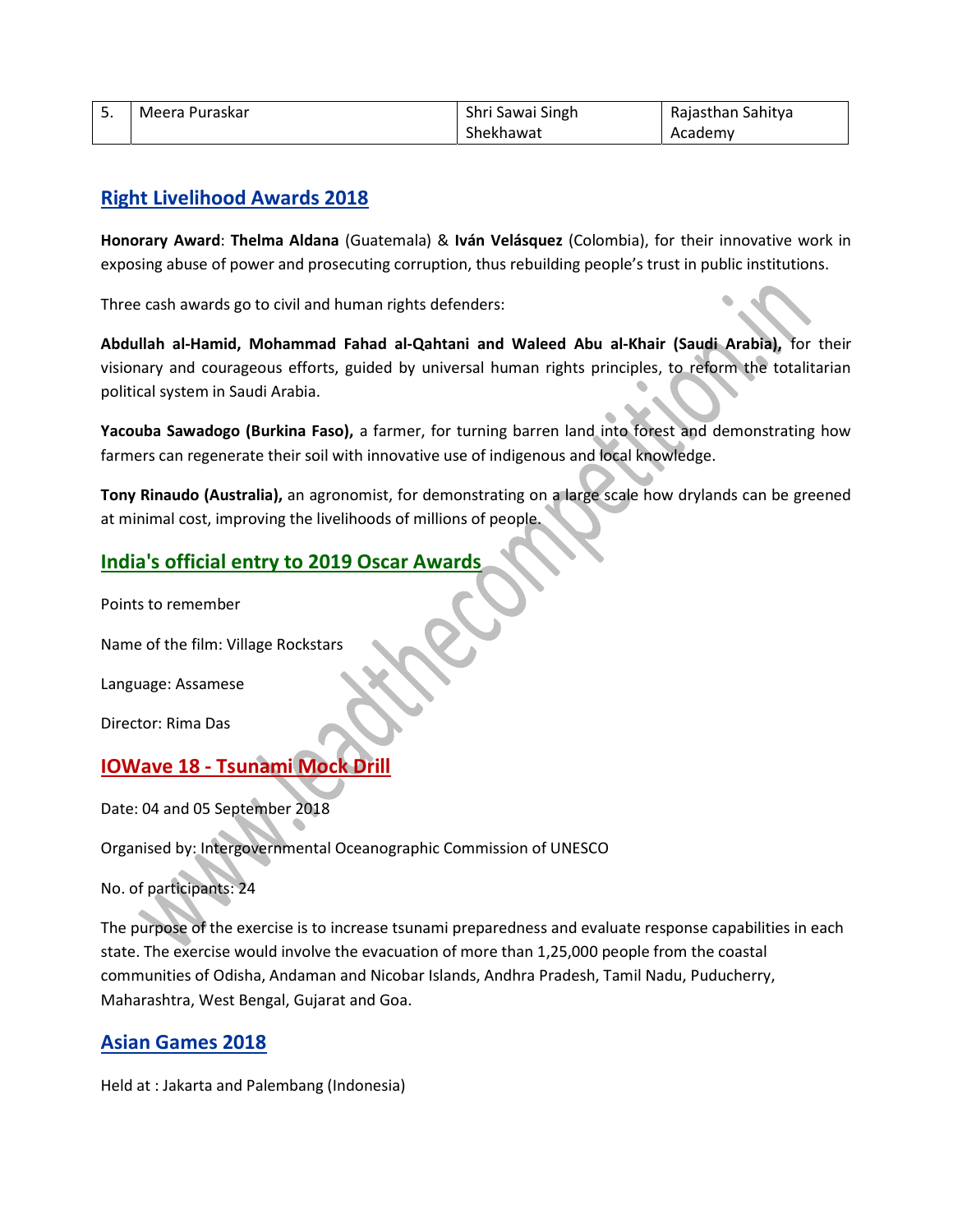| | | | |
|---|---|---|---|
| 5. | Meera Puraskar | Shri Sawai Singh Shekhawat | Rajasthan Sahitya Academy |

## Right Livelihood Awards 2018

**Honorary Award**: **Thelma Aldana** (Guatemala) & **Iván Velásquez** (Colombia), for their innovative work in exposing abuse of power and prosecuting corruption, thus rebuilding people's trust in public institutions.

Three cash awards go to civil and human rights defenders:

**Abdullah al-Hamid, Mohammad Fahad al-Qahtani and Waleed Abu al-Khair (Saudi Arabia),** for their visionary and courageous efforts, guided by universal human rights principles, to reform the totalitarian political system in Saudi Arabia.

**Yacouba Sawadogo (Burkina Faso),** a farmer, for turning barren land into forest and demonstrating how farmers can regenerate their soil with innovative use of indigenous and local knowledge.

**Tony Rinaudo (Australia),** an agronomist, for demonstrating on a large scale how drylands can be greened at minimal cost, improving the livelihoods of millions of people.

## India's official entry to 2019 Oscar Awards

Points to remember

Name of the film: Village Rockstars

Language: Assamese

Director: Rima Das

## IOWave 18 - Tsunami Mock Drill

Date: 04 and 05 September 2018

Organised by: Intergovernmental Oceanographic Commission of UNESCO

No. of participants: 24

The purpose of the exercise is to increase tsunami preparedness and evaluate response capabilities in each state. The exercise would involve the evacuation of more than 1,25,000 people from the coastal communities of Odisha, Andaman and Nicobar Islands, Andhra Pradesh, Tamil Nadu, Puducherry, Maharashtra, West Bengal, Gujarat and Goa.

## Asian Games 2018

Held at : Jakarta and Palembang (Indonesia)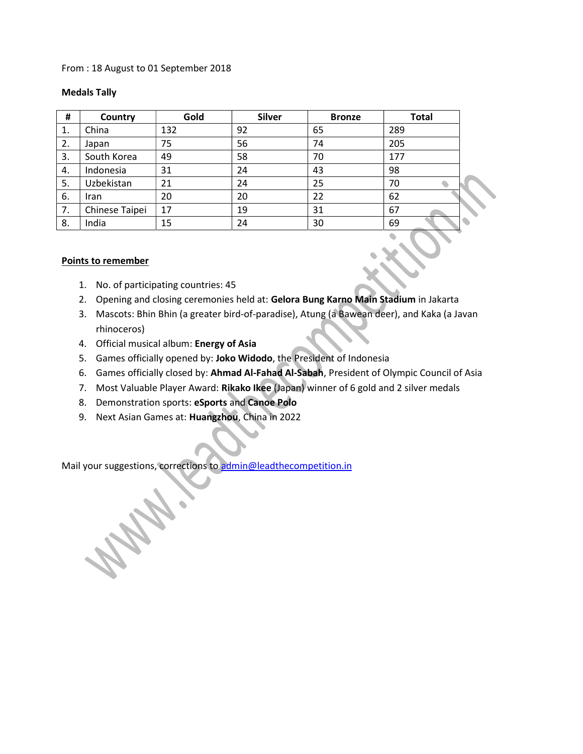From : 18 August to 01 September 2018

**Medals Tally**

| # | Country | Gold | Silver | Bronze | Total |
|---|---|---|---|---|---|
| 1. | China | 132 | 92 | 65 | 289 |
| 2. | Japan | 75 | 56 | 74 | 205 |
| 3. | South Korea | 49 | 58 | 70 | 177 |
| 4. | Indonesia | 31 | 24 | 43 | 98 |
| 5. | Uzbekistan | 21 | 24 | 25 | 70 |
| 6. | Iran | 20 | 20 | 22 | 62 |
| 7. | Chinese Taipei | 17 | 19 | 31 | 67 |
| 8. | India | 15 | 24 | 30 | 69 |

**Points to remember**

1. No. of participating countries: 45
2. Opening and closing ceremonies held at: **Gelora Bung Karno Main Stadium** in Jakarta
3. Mascots: Bhin Bhin (a greater bird-of-paradise), Atung (a Bawean deer), and Kaka (a Javan rhinoceros)
4. Official musical album: **Energy of Asia**
5. Games officially opened by: **Joko Widodo**, the President of Indonesia
6. Games officially closed by: **Ahmad Al-Fahad Al-Sabah**, President of Olympic Council of Asia
7. Most Valuable Player Award: **Rikako Ikee** (Japan) winner of 6 gold and 2 silver medals
8. Demonstration sports: **eSports** and **Canoe Polo**
9. Next Asian Games at: **Huangzhou**, China in 2022

Mail your suggestions, corrections to admin@leadthecompetition.in